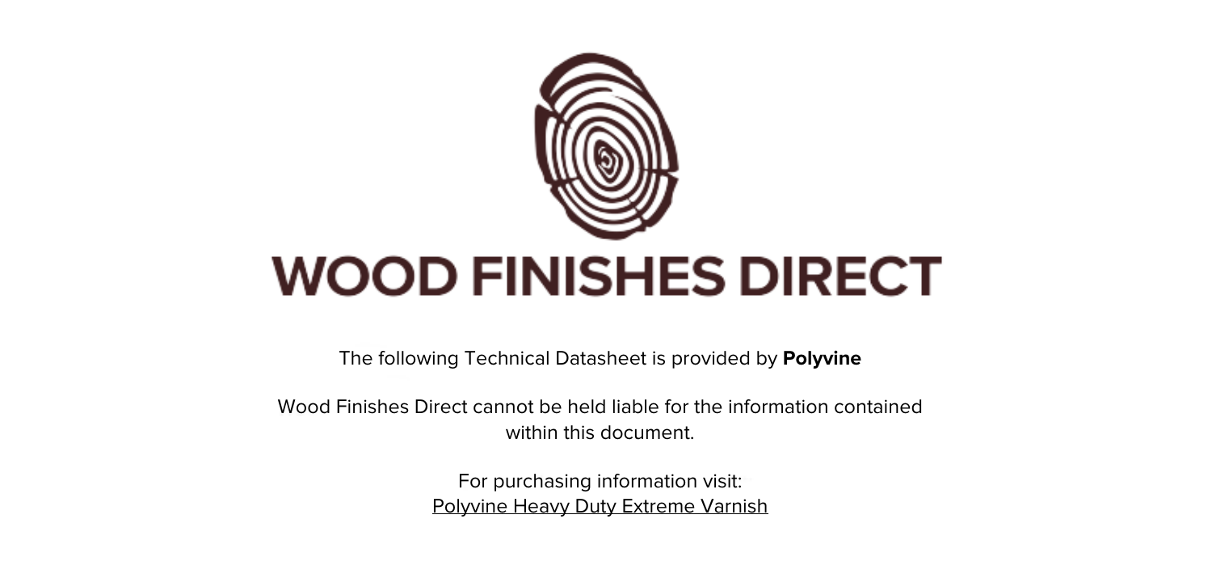# WOOD FINISHES DIRECT

The following Technical Datasheet is provided by **Polyvine**

Wood Finishes Direct cannot be held liable for the information contained within this document.

For purchasing information visit:
Polyvine Heavy Duty Extreme Varnish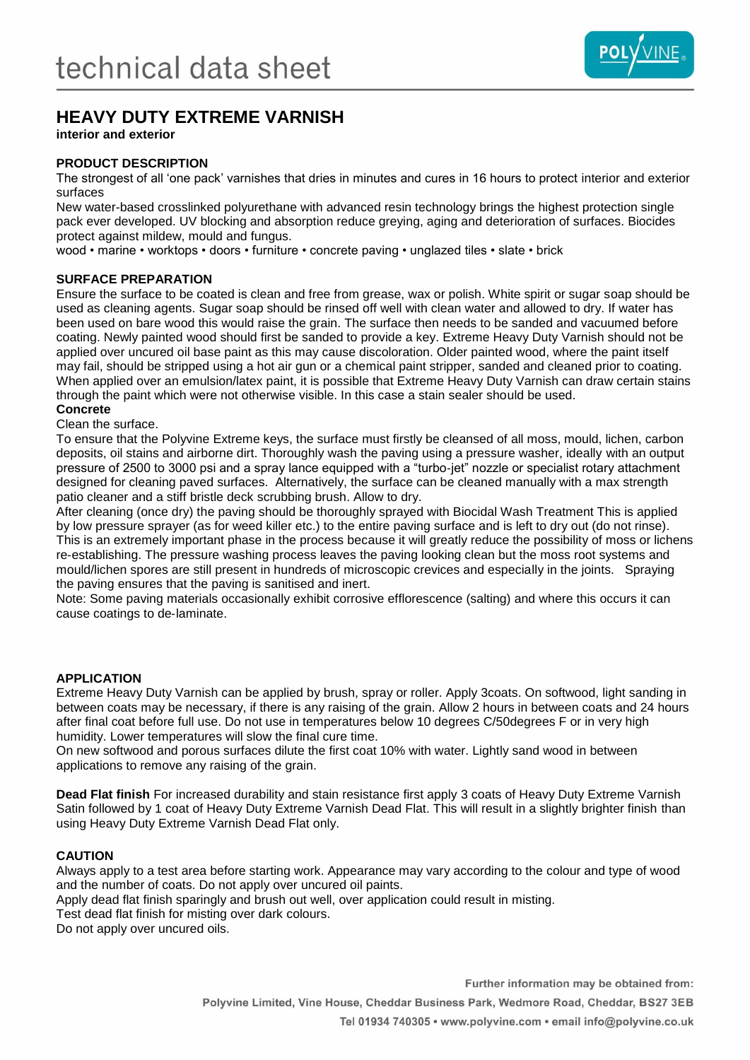technical data sheet

# HEAVY DUTY EXTREME VARNISH

**interior and exterior**

## PRODUCT DESCRIPTION

The strongest of all 'one pack' varnishes that dries in minutes and cures in 16 hours to protect interior and exterior surfaces

New water-based crosslinked polyurethane with advanced resin technology brings the highest protection single pack ever developed. UV blocking and absorption reduce greying, aging and deterioration of surfaces. Biocides protect against mildew, mould and fungus.

wood • marine • worktops • doors • furniture • concrete paving • unglazed tiles • slate • brick

## SURFACE PREPARATION

Ensure the surface to be coated is clean and free from grease, wax or polish. White spirit or sugar soap should be used as cleaning agents. Sugar soap should be rinsed off well with clean water and allowed to dry. If water has been used on bare wood this would raise the grain. The surface then needs to be sanded and vacuumed before coating. Newly painted wood should first be sanded to provide a key. Extreme Heavy Duty Varnish should not be applied over uncured oil base paint as this may cause discoloration. Older painted wood, where the paint itself may fail, should be stripped using a hot air gun or a chemical paint stripper, sanded and cleaned prior to coating. When applied over an emulsion/latex paint, it is possible that Extreme Heavy Duty Varnish can draw certain stains through the paint which were not otherwise visible. In this case a stain sealer should be used.

**Concrete**

Clean the surface.

To ensure that the Polyvine Extreme keys, the surface must firstly be cleansed of all moss, mould, lichen, carbon deposits, oil stains and airborne dirt. Thoroughly wash the paving using a pressure washer, ideally with an output pressure of 2500 to 3000 psi and a spray lance equipped with a "turbo-jet" nozzle or specialist rotary attachment designed for cleaning paved surfaces. Alternatively, the surface can be cleaned manually with a max strength patio cleaner and a stiff bristle deck scrubbing brush. Allow to dry.

After cleaning (once dry) the paving should be thoroughly sprayed with Biocidal Wash Treatment This is applied by low pressure sprayer (as for weed killer etc.) to the entire paving surface and is left to dry out (do not rinse). This is an extremely important phase in the process because it will greatly reduce the possibility of moss or lichens re-establishing. The pressure washing process leaves the paving looking clean but the moss root systems and mould/lichen spores are still present in hundreds of microscopic crevices and especially in the joints. Spraying the paving ensures that the paving is sanitised and inert.

Note: Some paving materials occasionally exhibit corrosive efflorescence (salting) and where this occurs it can cause coatings to de-laminate.

## APPLICATION

Extreme Heavy Duty Varnish can be applied by brush, spray or roller. Apply 3coats. On softwood, light sanding in between coats may be necessary, if there is any raising of the grain. Allow 2 hours in between coats and 24 hours after final coat before full use. Do not use in temperatures below 10 degrees C/50degrees F or in very high humidity. Lower temperatures will slow the final cure time.

On new softwood and porous surfaces dilute the first coat 10% with water. Lightly sand wood in between applications to remove any raising of the grain.

**Dead Flat finish** For increased durability and stain resistance first apply 3 coats of Heavy Duty Extreme Varnish Satin followed by 1 coat of Heavy Duty Extreme Varnish Dead Flat. This will result in a slightly brighter finish than using Heavy Duty Extreme Varnish Dead Flat only.

## CAUTION

Always apply to a test area before starting work. Appearance may vary according to the colour and type of wood and the number of coats. Do not apply over uncured oil paints.

Apply dead flat finish sparingly and brush out well, over application could result in misting.

Test dead flat finish for misting over dark colours.

Do not apply over uncured oils.

Further information may be obtained from:

Polyvine Limited, Vine House, Cheddar Business Park, Wedmore Road, Cheddar, BS27 3EB

Tel 01934 740305 • www.polyvine.com • email info@polyvine.co.uk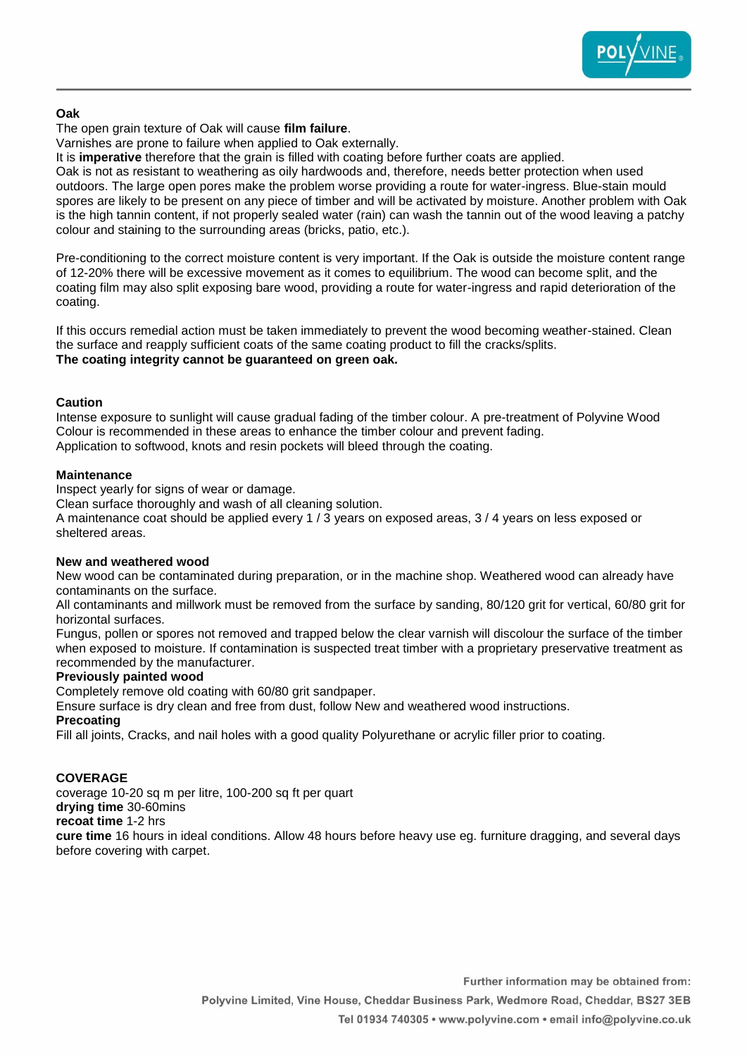**Oak**

The open grain texture of Oak will cause **film failure**.
Varnishes are prone to failure when applied to Oak externally.
It is **imperative** therefore that the grain is filled with coating before further coats are applied.
Oak is not as resistant to weathering as oily hardwoods and, therefore, needs better protection when used outdoors. The large open pores make the problem worse providing a route for water-ingress. Blue-stain mould spores are likely to be present on any piece of timber and will be activated by moisture. Another problem with Oak is the high tannin content, if not properly sealed water (rain) can wash the tannin out of the wood leaving a patchy colour and staining to the surrounding areas (bricks, patio, etc.).

Pre-conditioning to the correct moisture content is very important. If the Oak is outside the moisture content range of 12-20% there will be excessive movement as it comes to equilibrium. The wood can become split, and the coating film may also split exposing bare wood, providing a route for water-ingress and rapid deterioration of the coating.

If this occurs remedial action must be taken immediately to prevent the wood becoming weather-stained. Clean the surface and reapply sufficient coats of the same coating product to fill the cracks/splits.
**The coating integrity cannot be guaranteed on green oak.**

**Caution**

Intense exposure to sunlight will cause gradual fading of the timber colour. A pre-treatment of Polyvine Wood Colour is recommended in these areas to enhance the timber colour and prevent fading.
Application to softwood, knots and resin pockets will bleed through the coating.

**Maintenance**

Inspect yearly for signs of wear or damage.
Clean surface thoroughly and wash of all cleaning solution.
A maintenance coat should be applied every 1 / 3 years on exposed areas, 3 / 4 years on less exposed or sheltered areas.

**New and weathered wood**

New wood can be contaminated during preparation, or in the machine shop. Weathered wood can already have contaminants on the surface.
All contaminants and millwork must be removed from the surface by sanding, 80/120 grit for vertical, 60/80 grit for horizontal surfaces.
Fungus, pollen or spores not removed and trapped below the clear varnish will discolour the surface of the timber when exposed to moisture. If contamination is suspected treat timber with a proprietary preservative treatment as recommended by the manufacturer.

**Previously painted wood**

Completely remove old coating with 60/80 grit sandpaper.
Ensure surface is dry clean and free from dust, follow New and weathered wood instructions.

**Precoating**

Fill all joints, Cracks, and nail holes with a good quality Polyurethane or acrylic filler prior to coating.

**COVERAGE**

coverage 10-20 sq m per litre, 100-200 sq ft per quart
**drying time** 30-60mins
**recoat time** 1-2 hrs
**cure time** 16 hours in ideal conditions. Allow 48 hours before heavy use eg. furniture dragging, and several days before covering with carpet.

Further information may be obtained from:
Polyvine Limited, Vine House, Cheddar Business Park, Wedmore Road, Cheddar, BS27 3EB
Tel 01934 740305 • www.polyvine.com • email info@polyvine.co.uk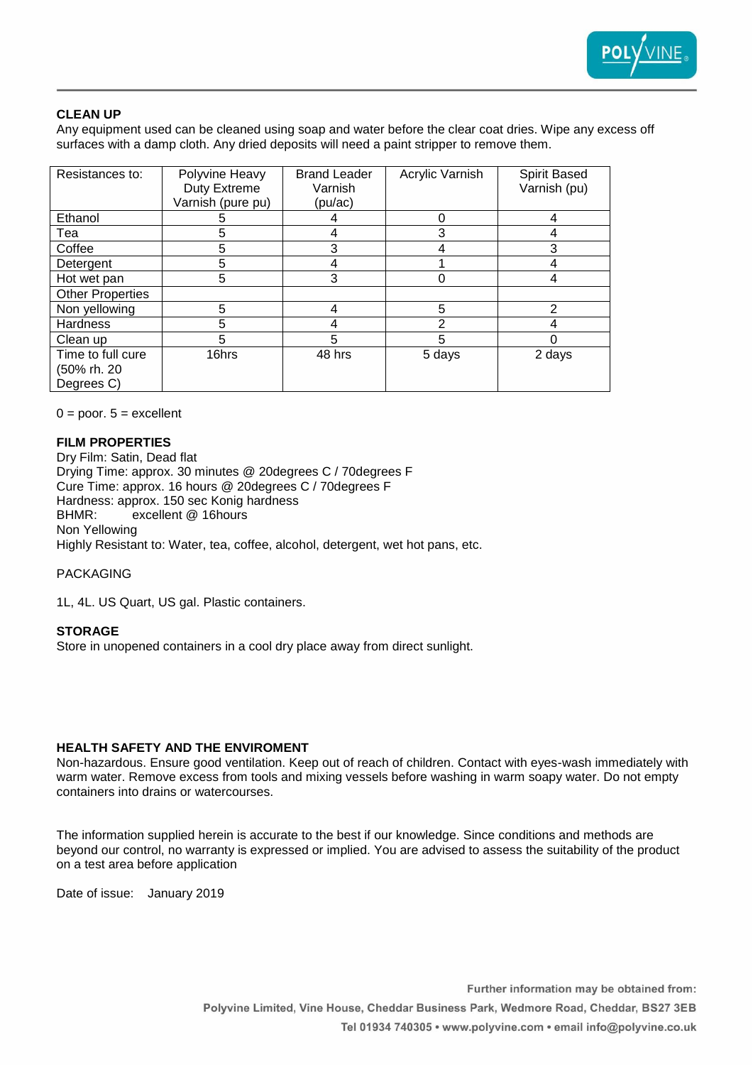## CLEAN UP

Any equipment used can be cleaned using soap and water before the clear coat dries. Wipe any excess off surfaces with a damp cloth. Any dried deposits will need a paint stripper to remove them.

| Resistances to: | Polyvine Heavy Duty Extreme Varnish (pure pu) | Brand Leader Varnish (pu/ac) | Acrylic Varnish | Spirit Based Varnish (pu) |
|---|---|---|---|---|
| Ethanol | 5 | 4 | 0 | 4 |
| Tea | 5 | 4 | 3 | 4 |
| Coffee | 5 | 3 | 4 | 3 |
| Detergent | 5 | 4 | 1 | 4 |
| Hot wet pan | 5 | 3 | 0 | 4 |
| Other Properties | | | | |
| Non yellowing | 5 | 4 | 5 | 2 |
| Hardness | 5 | 4 | 2 | 4 |
| Clean up | 5 | 5 | 5 | 0 |
| Time to full cure (50% rh. 20 Degrees C) | 16hrs | 48 hrs | 5 days | 2 days |

0 = poor. 5 = excellent

## FILM PROPERTIES

Dry Film: Satin, Dead flat
Drying Time: approx. 30 minutes @ 20degrees C / 70degrees F
Cure Time: approx. 16 hours @ 20degrees C / 70degrees F
Hardness: approx. 150 sec Konig hardness
BHMR: excellent @ 16hours
Non Yellowing
Highly Resistant to: Water, tea, coffee, alcohol, detergent, wet hot pans, etc.

PACKAGING

1L, 4L. US Quart, US gal. Plastic containers.

## STORAGE

Store in unopened containers in a cool dry place away from direct sunlight.

## HEALTH SAFETY AND THE ENVIROMENT

Non-hazardous. Ensure good ventilation. Keep out of reach of children. Contact with eyes-wash immediately with warm water. Remove excess from tools and mixing vessels before washing in warm soapy water. Do not empty containers into drains or watercourses.

The information supplied herein is accurate to the best if our knowledge. Since conditions and methods are beyond our control, no warranty is expressed or implied. You are advised to assess the suitability of the product on a test area before application

Date of issue: January 2019

Further information may be obtained from:
Polyvine Limited, Vine House, Cheddar Business Park, Wedmore Road, Cheddar, BS27 3EB
Tel 01934 740305 • www.polyvine.com • email info@polyvine.co.uk